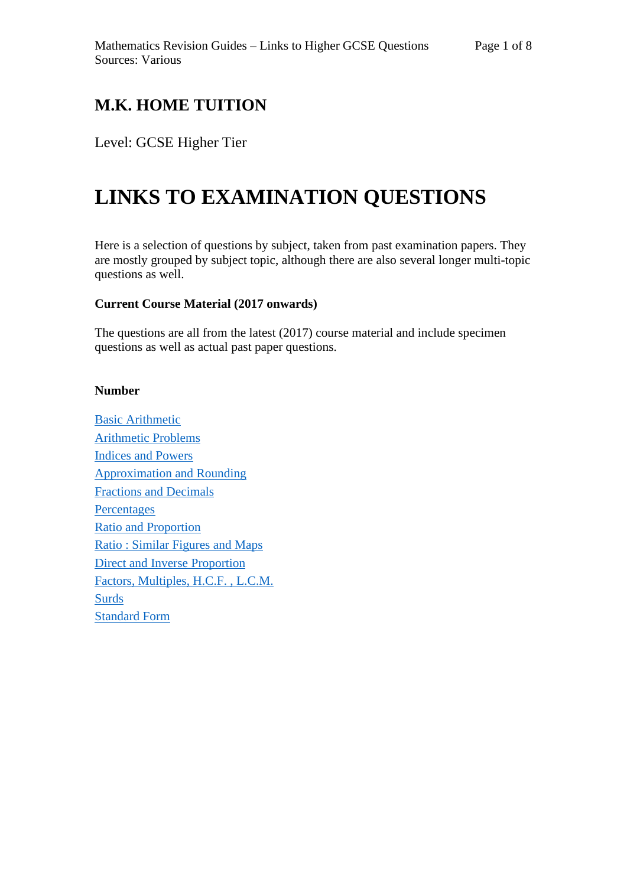## M.K. HOME TUITION

Level: GCSE Higher Tier

# LINKS TO EXAMINATION QUESTIONS

Here is a selection of questions by subject, taken from past examination papers. They are mostly grouped by subject topic, although there are also several longer multi-topic questions as well.

**Current Course Material (2017 onwards)**

The questions are all from the latest (2017) course material and include specimen questions as well as actual past paper questions.

**Number**

Basic Arithmetic
Arithmetic Problems
Indices and Powers
Approximation and Rounding
Fractions and Decimals
Percentages
Ratio and Proportion
Ratio : Similar Figures and Maps
Direct and Inverse Proportion
Factors, Multiples, H.C.F. , L.C.M.
Surds
Standard Form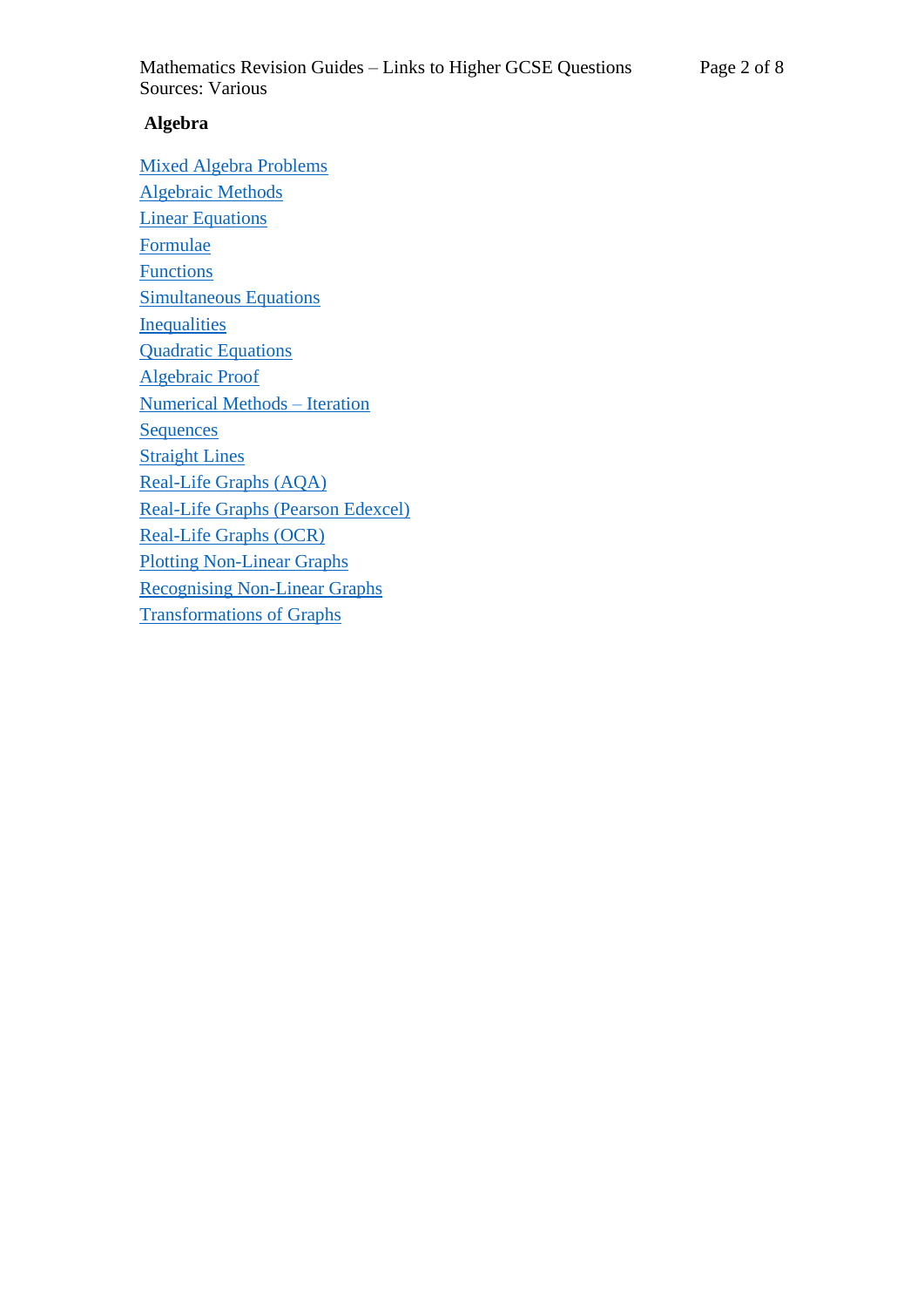## Algebra

Mixed Algebra Problems
Algebraic Methods
Linear Equations
Formulae
Functions
Simultaneous Equations
Inequalities
Quadratic Equations
Algebraic Proof
Numerical Methods – Iteration
Sequences
Straight Lines
Real-Life Graphs (AQA)
Real-Life Graphs (Pearson Edexcel)
Real-Life Graphs (OCR)
Plotting Non-Linear Graphs
Recognising Non-Linear Graphs
Transformations of Graphs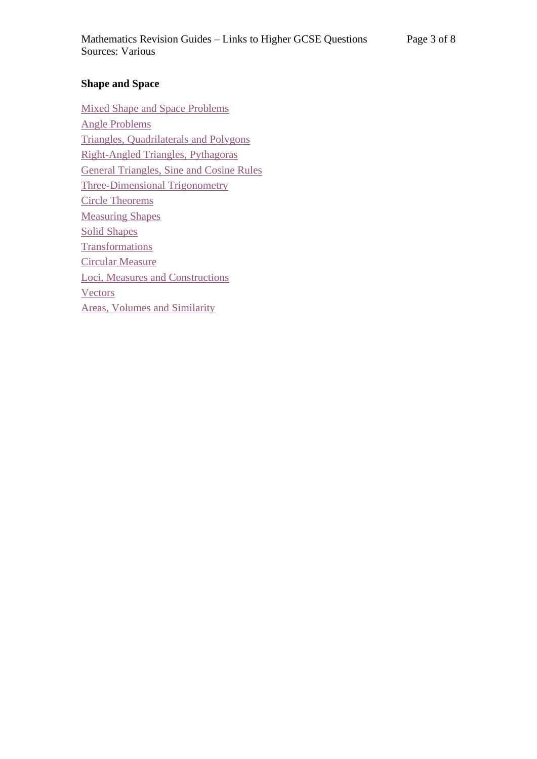**Shape and Space**

Mixed Shape and Space Problems
Angle Problems
Triangles, Quadrilaterals and Polygons
Right-Angled Triangles, Pythagoras
General Triangles, Sine and Cosine Rules
Three-Dimensional Trigonometry
Circle Theorems
Measuring Shapes
Solid Shapes
Transformations
Circular Measure
Loci, Measures and Constructions
Vectors
Areas, Volumes and Similarity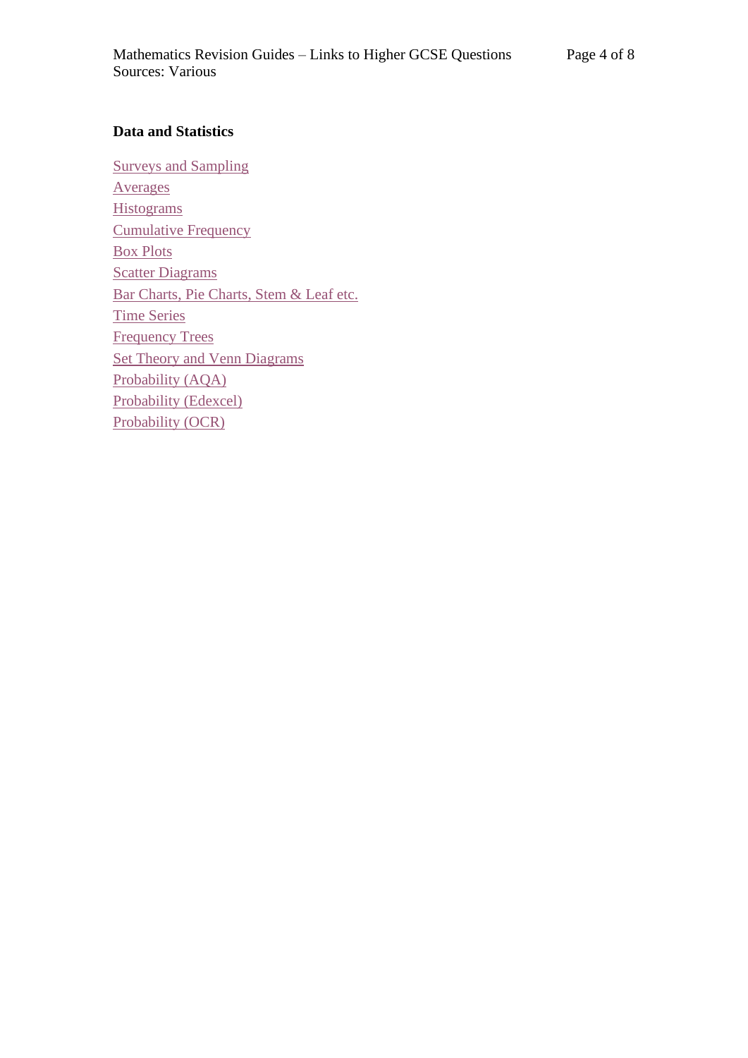**Data and Statistics**

Surveys and Sampling  
Averages  
Histograms  
Cumulative Frequency  
Box Plots  
Scatter Diagrams  
Bar Charts, Pie Charts, Stem & Leaf etc.  
Time Series  
Frequency Trees  
Set Theory and Venn Diagrams  
Probability (AQA)  
Probability (Edexcel)  
Probability (OCR)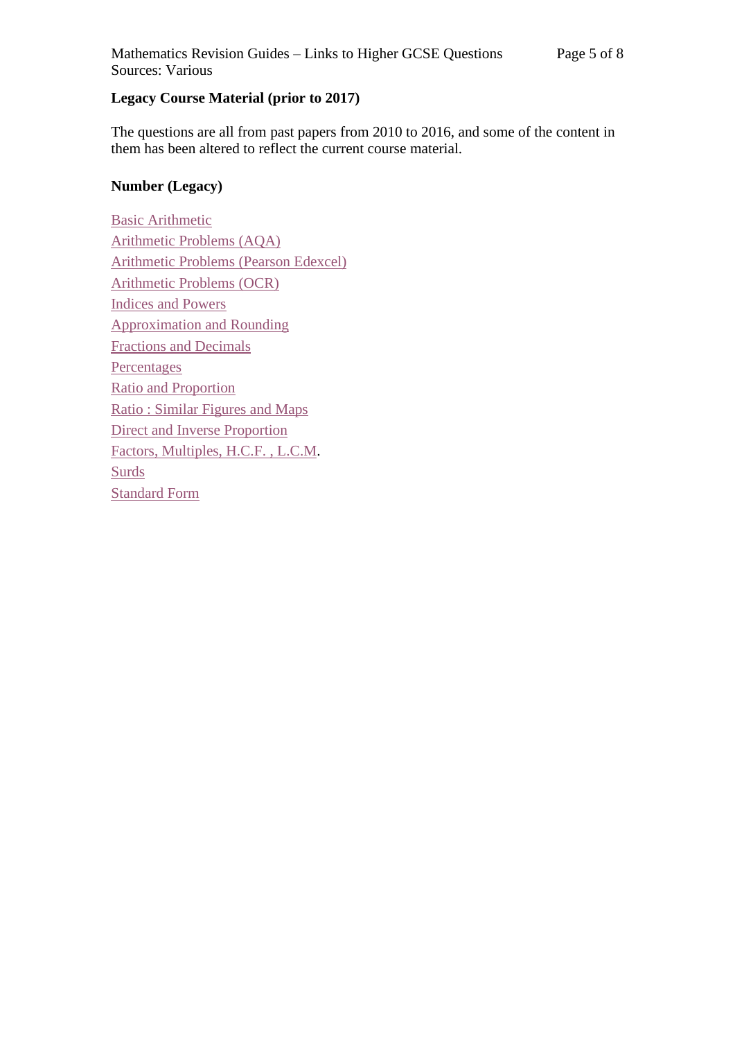**Legacy Course Material (prior to 2017)**

The questions are all from past papers from 2010 to 2016, and some of the content in them has been altered to reflect the current course material.

**Number (Legacy)**

Basic Arithmetic
Arithmetic Problems (AQA)
Arithmetic Problems (Pearson Edexcel)
Arithmetic Problems (OCR)
Indices and Powers
Approximation and Rounding
Fractions and Decimals
Percentages
Ratio and Proportion
Ratio : Similar Figures and Maps
Direct and Inverse Proportion
Factors, Multiples, H.C.F. , L.C.M.
Surds
Standard Form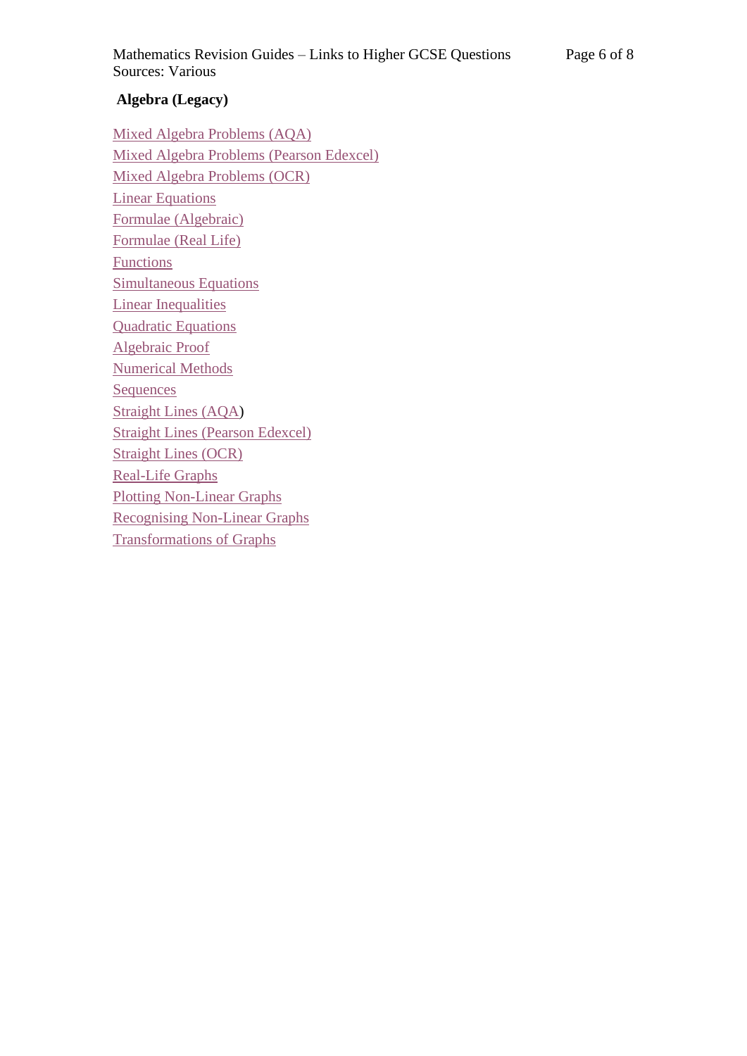## Algebra (Legacy)

Mixed Algebra Problems (AQA)
Mixed Algebra Problems (Pearson Edexcel)
Mixed Algebra Problems (OCR)
Linear Equations
Formulae (Algebraic)
Formulae (Real Life)
Functions
Simultaneous Equations
Linear Inequalities
Quadratic Equations
Algebraic Proof
Numerical Methods
Sequences
Straight Lines (AQA)
Straight Lines (Pearson Edexcel)
Straight Lines (OCR)
Real-Life Graphs
Plotting Non-Linear Graphs
Recognising Non-Linear Graphs
Transformations of Graphs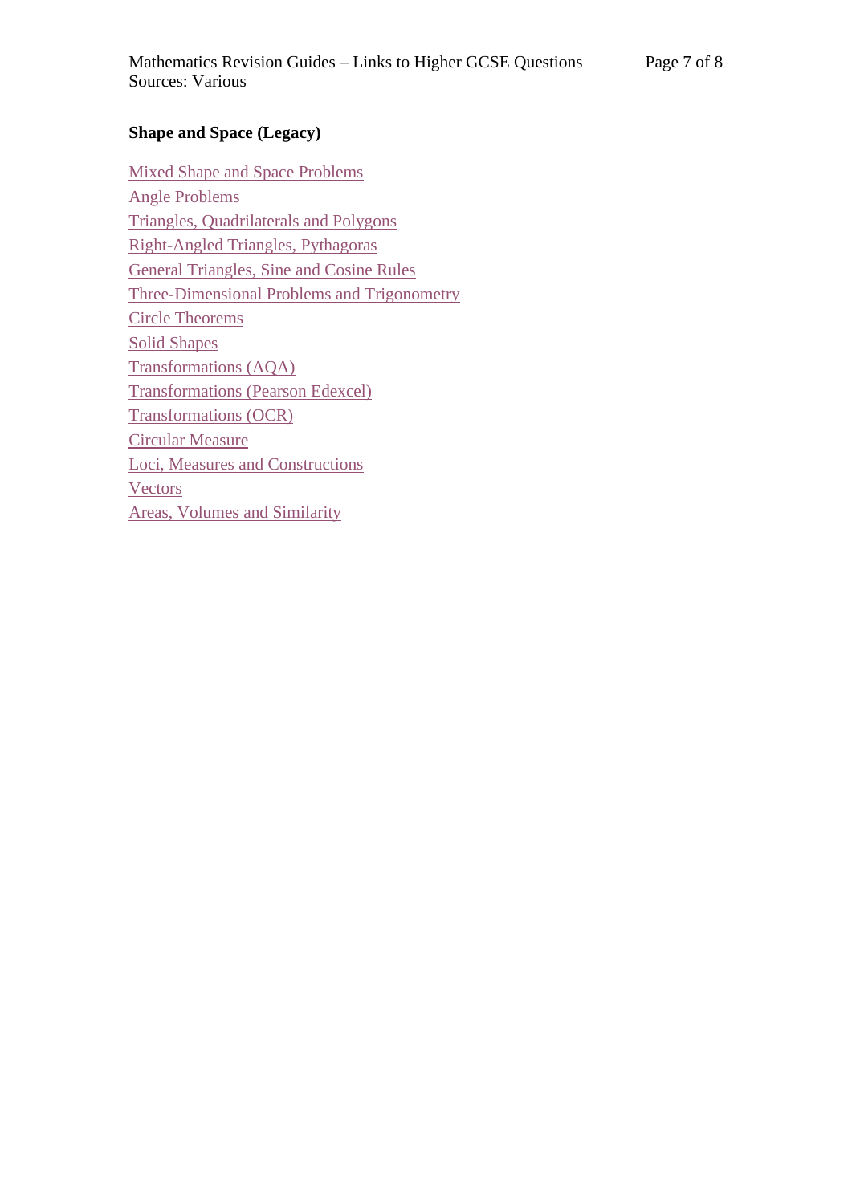**Shape and Space (Legacy)**

Mixed Shape and Space Problems
Angle Problems
Triangles, Quadrilaterals and Polygons
Right-Angled Triangles, Pythagoras
General Triangles, Sine and Cosine Rules
Three-Dimensional Problems and Trigonometry
Circle Theorems
Solid Shapes
Transformations (AQA)
Transformations (Pearson Edexcel)
Transformations (OCR)
Circular Measure
Loci, Measures and Constructions
Vectors
Areas, Volumes and Similarity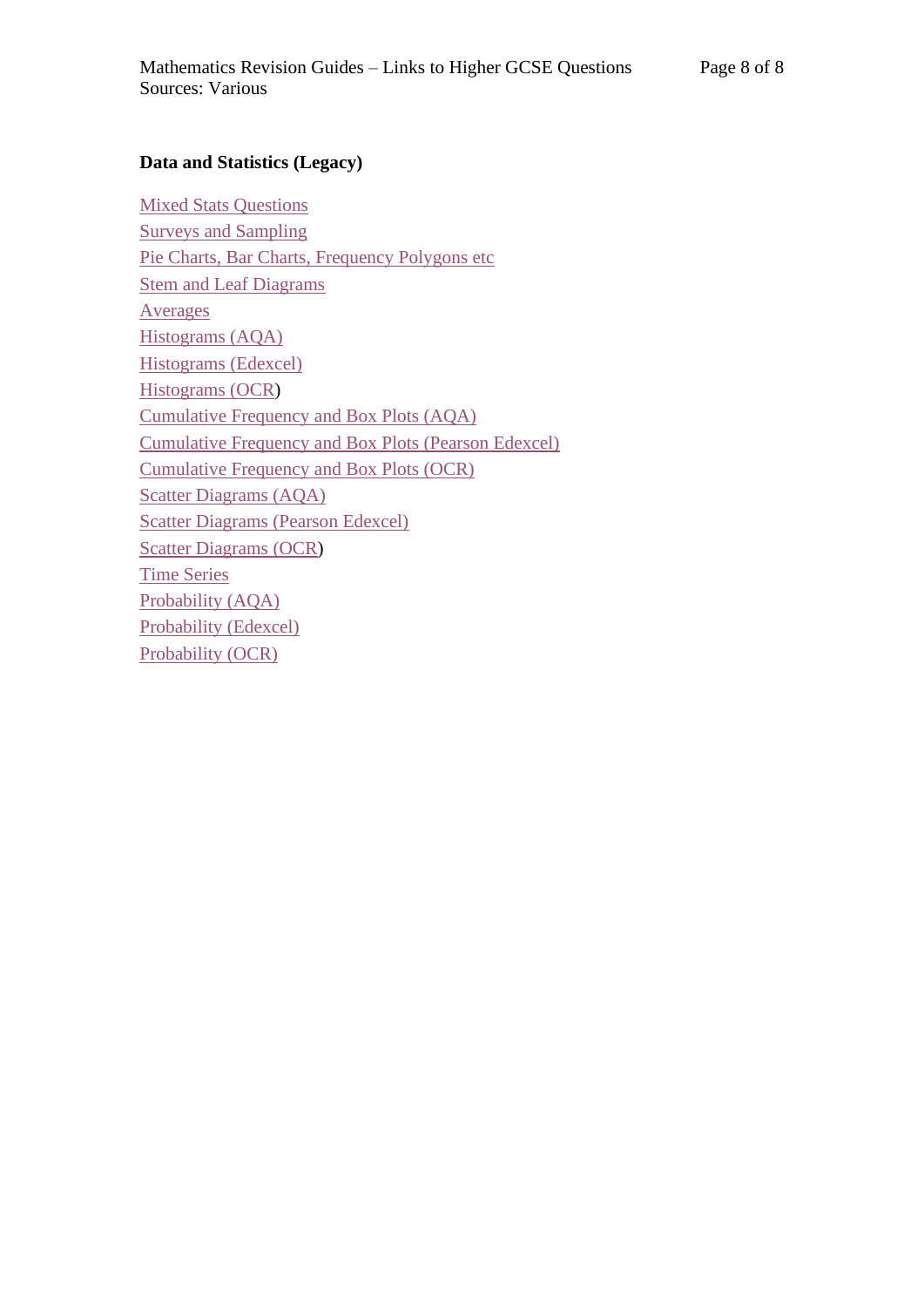**Data and Statistics (Legacy)**

Mixed Stats Questions
Surveys and Sampling
Pie Charts, Bar Charts, Frequency Polygons etc
Stem and Leaf Diagrams
Averages
Histograms (AQA)
Histograms (Edexcel)
Histograms (OCR)
Cumulative Frequency and Box Plots (AQA)
Cumulative Frequency and Box Plots (Pearson Edexcel)
Cumulative Frequency and Box Plots (OCR)
Scatter Diagrams (AQA)
Scatter Diagrams (Pearson Edexcel)
Scatter Diagrams (OCR)
Time Series
Probability (AQA)
Probability (Edexcel)
Probability (OCR)